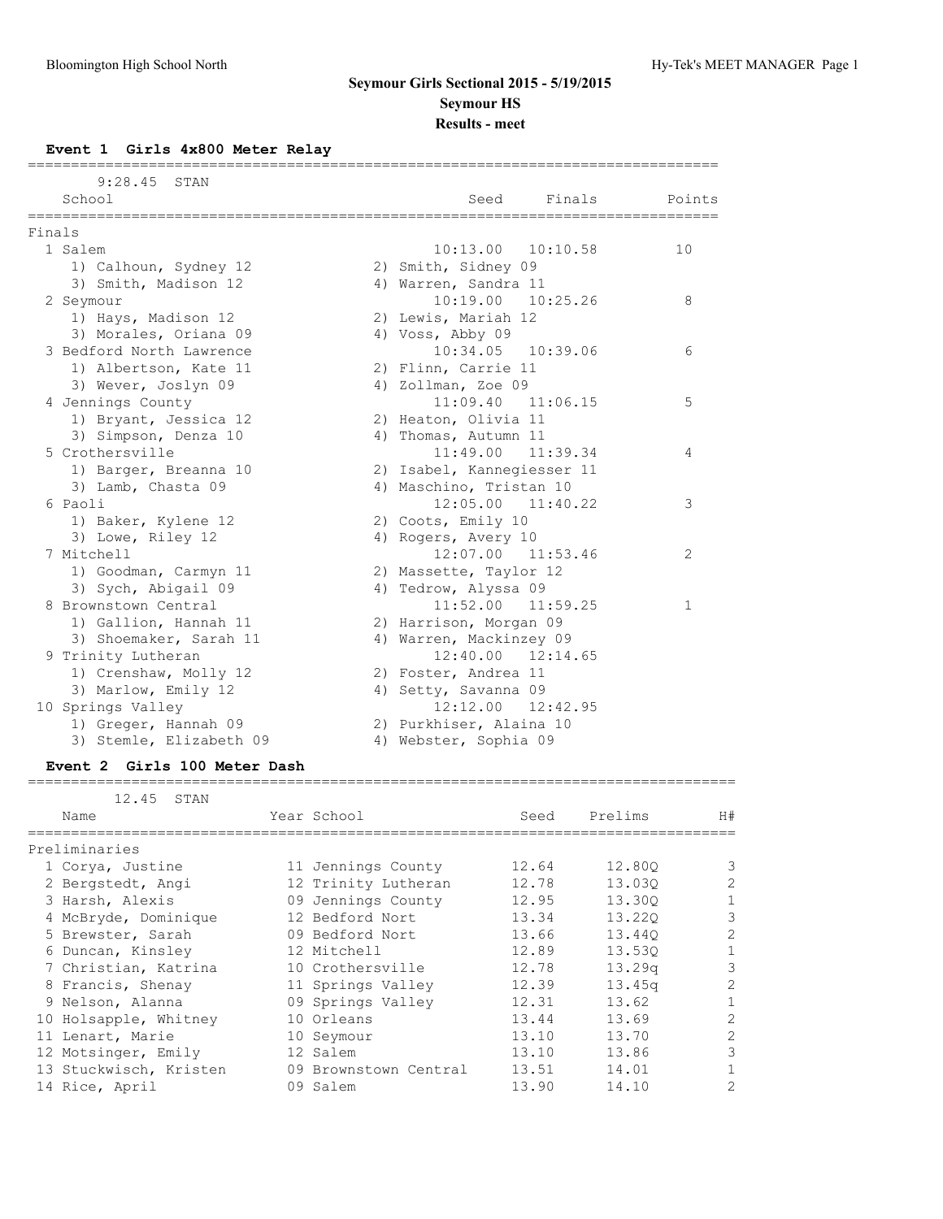# Seymour Girls Sectional 2015 - 5/19/2015

## Seymour HS

### Results - meet

**Event 1 Girls 4x800 Meter Relay**

9:28.45 STAN

| School | Seed | Finals | Points |
|---|---|---|---|
| **Finals** | | | |
| 1 Salem | 10:13.00 | 10:10.58 | 10 |
| 1) Calhoun, Sydney 12; 2) Smith, Sidney 09; 3) Smith, Madison 12; 4) Warren, Sandra 11 | | | |
| 2 Seymour | 10:19.00 | 10:25.26 | 8 |
| 1) Hays, Madison 12; 2) Lewis, Mariah 12; 3) Morales, Oriana 09; 4) Voss, Abby 09 | | | |
| 3 Bedford North Lawrence | 10:34.05 | 10:39.06 | 6 |
| 1) Albertson, Kate 11; 2) Flinn, Carrie 11; 3) Wever, Joslyn 09; 4) Zollman, Zoe 09 | | | |
| 4 Jennings County | 11:09.40 | 11:06.15 | 5 |
| 1) Bryant, Jessica 12; 2) Heaton, Olivia 11; 3) Simpson, Denza 10; 4) Thomas, Autumn 11 | | | |
| 5 Crothersville | 11:49.00 | 11:39.34 | 4 |
| 1) Barger, Breanna 10; 2) Isabel, Kannegiesser 11; 3) Lamb, Chasta 09; 4) Maschino, Tristan 10 | | | |
| 6 Paoli | 12:05.00 | 11:40.22 | 3 |
| 1) Baker, Kylene 12; 2) Coots, Emily 10; 3) Lowe, Riley 12; 4) Rogers, Avery 10 | | | |
| 7 Mitchell | 12:07.00 | 11:53.46 | 2 |
| 1) Goodman, Carmyn 11; 2) Massette, Taylor 12; 3) Sych, Abigail 09; 4) Tedrow, Alyssa 09 | | | |
| 8 Brownstown Central | 11:52.00 | 11:59.25 | 1 |
| 1) Gallion, Hannah 11; 2) Harrison, Morgan 09; 3) Shoemaker, Sarah 11; 4) Warren, Mackinzey 09 | | | |
| 9 Trinity Lutheran | 12:40.00 | 12:14.65 | |
| 1) Crenshaw, Molly 12; 2) Foster, Andrea 11; 3) Marlow, Emily 12; 4) Setty, Savanna 09 | | | |
| 10 Springs Valley | 12:12.00 | 12:42.95 | |
| 1) Greger, Hannah 09; 2) Purkhiser, Alaina 10; 3) Stemle, Elizabeth 09; 4) Webster, Sophia 09 | | | |

**Event 2 Girls 100 Meter Dash**

12.45 STAN

| Name | Year | School | Seed | Prelims | H# |
|---|---|---|---|---|---|
| **Preliminaries** | | | | | |
| 1 Corya, Justine | 11 | Jennings County | 12.64 | 12.80Q | 3 |
| 2 Bergstedt, Angi | 12 | Trinity Lutheran | 12.78 | 13.03Q | 2 |
| 3 Harsh, Alexis | 09 | Jennings County | 12.95 | 13.30Q | 1 |
| 4 McBryde, Dominique | 12 | Bedford Nort | 13.34 | 13.22Q | 3 |
| 5 Brewster, Sarah | 09 | Bedford Nort | 13.66 | 13.44Q | 2 |
| 6 Duncan, Kinsley | 12 | Mitchell | 12.89 | 13.53Q | 1 |
| 7 Christian, Katrina | 10 | Crothersville | 12.78 | 13.29q | 3 |
| 8 Francis, Shenay | 11 | Springs Valley | 12.39 | 13.45q | 2 |
| 9 Nelson, Alanna | 09 | Springs Valley | 12.31 | 13.62 | 1 |
| 10 Holsapple, Whitney | 10 | Orleans | 13.44 | 13.69 | 2 |
| 11 Lenart, Marie | 10 | Seymour | 13.10 | 13.70 | 2 |
| 12 Motsinger, Emily | 12 | Salem | 13.10 | 13.86 | 3 |
| 13 Stuckwisch, Kristen | 09 | Brownstown Central | 13.51 | 14.01 | 1 |
| 14 Rice, April | 09 | Salem | 13.90 | 14.10 | 2 |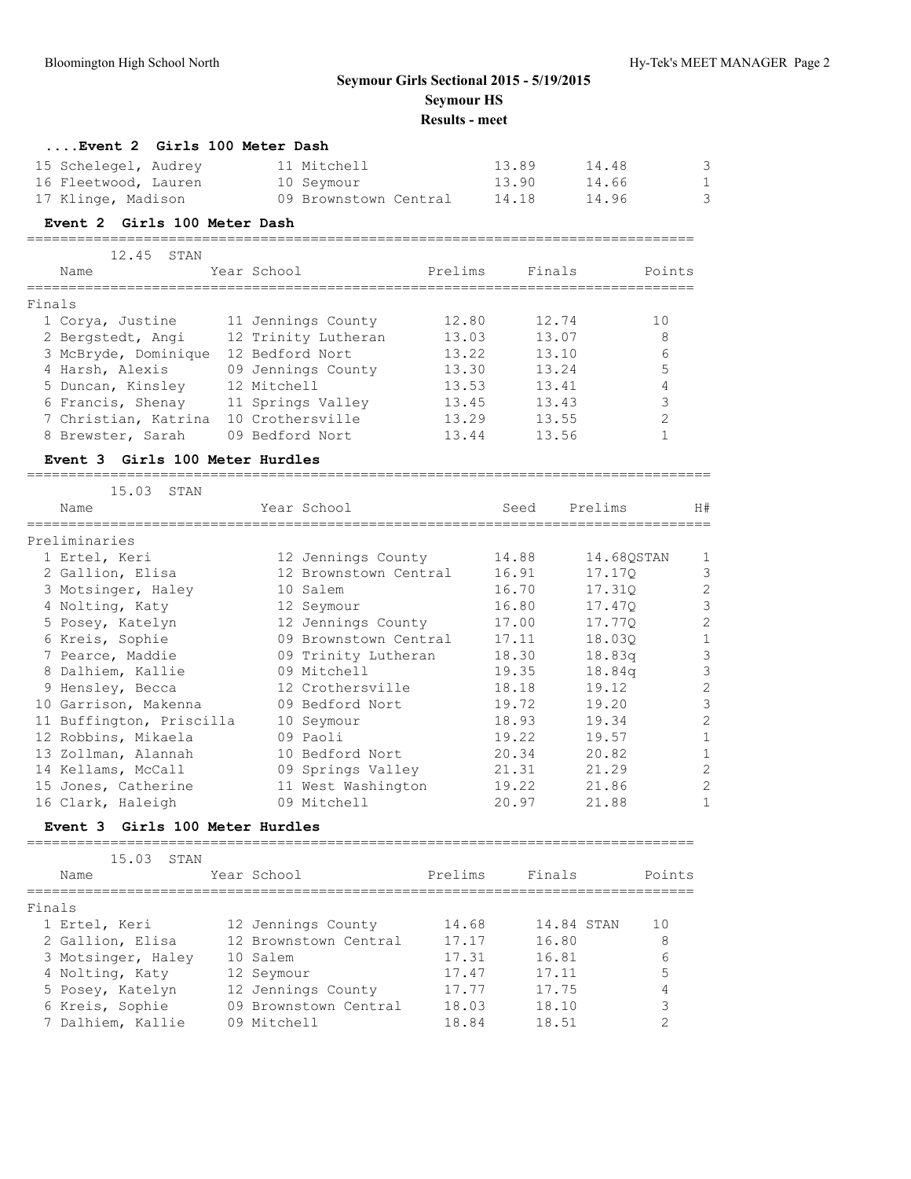**Seymour Girls Sectional 2015 - 5/19/2015**

**Seymour HS**

**Results - meet**

### ....Event 2 Girls 100 Meter Dash

| | Name | Year | School | Prelims | Finals | H# |
|---|---|---|---|---|---|---|
| 15 | Schelegel, Audrey | 11 | Mitchell | 13.89 | 14.48 | 3 |
| 16 | Fleetwood, Lauren | 10 | Seymour | 13.90 | 14.66 | 1 |
| 17 | Klinge, Madison | 09 | Brownstown Central | 14.18 | 14.96 | 3 |

### Event 2 Girls 100 Meter Dash

12.45 STAN

| | Name | Year | School | Prelims | Finals | Points |
|---|---|---|---|---|---|---|
| **Finals** | | | | | | |
| 1 | Corya, Justine | 11 | Jennings County | 12.80 | 12.74 | 10 |
| 2 | Bergstedt, Angi | 12 | Trinity Lutheran | 13.03 | 13.07 | 8 |
| 3 | McBryde, Dominique | 12 | Bedford Nort | 13.22 | 13.10 | 6 |
| 4 | Harsh, Alexis | 09 | Jennings County | 13.30 | 13.24 | 5 |
| 5 | Duncan, Kinsley | 12 | Mitchell | 13.53 | 13.41 | 4 |
| 6 | Francis, Shenay | 11 | Springs Valley | 13.45 | 13.43 | 3 |
| 7 | Christian, Katrina | 10 | Crothersville | 13.29 | 13.55 | 2 |
| 8 | Brewster, Sarah | 09 | Bedford Nort | 13.44 | 13.56 | 1 |

### Event 3 Girls 100 Meter Hurdles

15.03 STAN

| | Name | Year | School | Seed | Prelims | H# |
|---|---|---|---|---|---|---|
| **Preliminaries** | | | | | | |
| 1 | Ertel, Keri | 12 | Jennings County | 14.88 | 14.68QSTAN | 1 |
| 2 | Gallion, Elisa | 12 | Brownstown Central | 16.91 | 17.17Q | 3 |
| 3 | Motsinger, Haley | 10 | Salem | 16.70 | 17.31Q | 2 |
| 4 | Nolting, Katy | 12 | Seymour | 16.80 | 17.47Q | 3 |
| 5 | Posey, Katelyn | 12 | Jennings County | 17.00 | 17.77Q | 2 |
| 6 | Kreis, Sophie | 09 | Brownstown Central | 17.11 | 18.03Q | 1 |
| 7 | Pearce, Maddie | 09 | Trinity Lutheran | 18.30 | 18.83q | 3 |
| 8 | Dalhiem, Kallie | 09 | Mitchell | 19.35 | 18.84q | 3 |
| 9 | Hensley, Becca | 12 | Crothersville | 18.18 | 19.12 | 2 |
| 10 | Garrison, Makenna | 09 | Bedford Nort | 19.72 | 19.20 | 3 |
| 11 | Buffington, Priscilla | 10 | Seymour | 18.93 | 19.34 | 2 |
| 12 | Robbins, Mikaela | 09 | Paoli | 19.22 | 19.57 | 1 |
| 13 | Zollman, Alannah | 10 | Bedford Nort | 20.34 | 20.82 | 1 |
| 14 | Kellams, McCall | 09 | Springs Valley | 21.31 | 21.29 | 2 |
| 15 | Jones, Catherine | 11 | West Washington | 19.22 | 21.86 | 2 |
| 16 | Clark, Haleigh | 09 | Mitchell | 20.97 | 21.88 | 1 |

### Event 3 Girls 100 Meter Hurdles

15.03 STAN

| | Name | Year | School | Prelims | Finals | Points |
|---|---|---|---|---|---|---|
| **Finals** | | | | | | |
| 1 | Ertel, Keri | 12 | Jennings County | 14.68 | 14.84 STAN | 10 |
| 2 | Gallion, Elisa | 12 | Brownstown Central | 17.17 | 16.80 | 8 |
| 3 | Motsinger, Haley | 10 | Salem | 17.31 | 16.81 | 6 |
| 4 | Nolting, Katy | 12 | Seymour | 17.47 | 17.11 | 5 |
| 5 | Posey, Katelyn | 12 | Jennings County | 17.77 | 17.75 | 4 |
| 6 | Kreis, Sophie | 09 | Brownstown Central | 18.03 | 18.10 | 3 |
| 7 | Dalhiem, Kallie | 09 | Mitchell | 18.84 | 18.51 | 2 |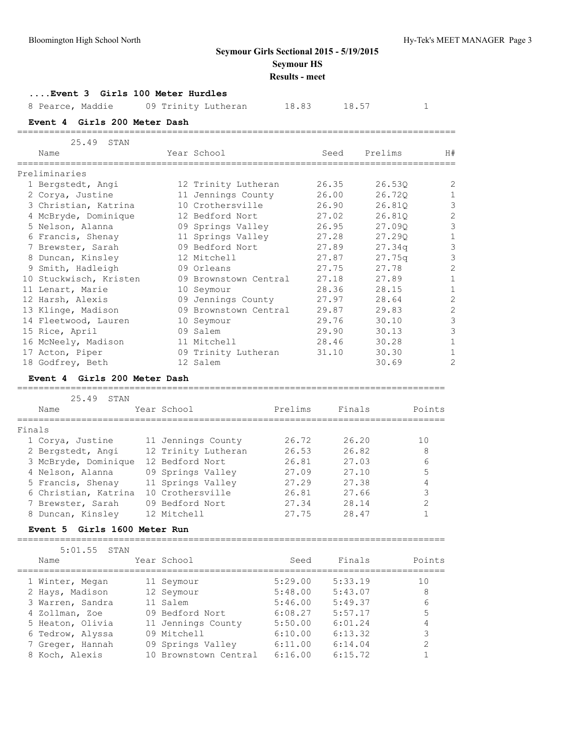**Seymour Girls Sectional 2015 - 5/19/2015**

**Seymour HS**

**Results - meet**

### ....Event 3 Girls 100 Meter Hurdles

| | Name | Year | School | Seed | Prelims | H# |
|---|---|---|---|---|---|---|
| 8 | Pearce, Maddie | 09 | Trinity Lutheran | 18.83 | 18.57 | 1 |

### Event 4 Girls 200 Meter Dash

25.49 STAN

Preliminaries

| | Name | Year | School | Seed | Prelims | H# |
|---|---|---|---|---|---|---|
| 1 | Bergstedt, Angi | 12 | Trinity Lutheran | 26.35 | 26.53Q | 2 |
| 2 | Corya, Justine | 11 | Jennings County | 26.00 | 26.72Q | 1 |
| 3 | Christian, Katrina | 10 | Crothersville | 26.90 | 26.81Q | 3 |
| 4 | McBryde, Dominique | 12 | Bedford Nort | 27.02 | 26.81Q | 2 |
| 5 | Nelson, Alanna | 09 | Springs Valley | 26.95 | 27.09Q | 3 |
| 6 | Francis, Shenay | 11 | Springs Valley | 27.28 | 27.29Q | 1 |
| 7 | Brewster, Sarah | 09 | Bedford Nort | 27.89 | 27.34q | 3 |
| 8 | Duncan, Kinsley | 12 | Mitchell | 27.87 | 27.75q | 3 |
| 9 | Smith, Hadleigh | 09 | Orleans | 27.75 | 27.78 | 2 |
| 10 | Stuckwisch, Kristen | 09 | Brownstown Central | 27.18 | 27.89 | 1 |
| 11 | Lenart, Marie | 10 | Seymour | 28.36 | 28.15 | 1 |
| 12 | Harsh, Alexis | 09 | Jennings County | 27.97 | 28.64 | 2 |
| 13 | Klinge, Madison | 09 | Brownstown Central | 29.87 | 29.83 | 2 |
| 14 | Fleetwood, Lauren | 10 | Seymour | 29.76 | 30.10 | 3 |
| 15 | Rice, April | 09 | Salem | 29.90 | 30.13 | 3 |
| 16 | McNeely, Madison | 11 | Mitchell | 28.46 | 30.28 | 1 |
| 17 | Acton, Piper | 09 | Trinity Lutheran | 31.10 | 30.30 | 1 |
| 18 | Godfrey, Beth | 12 | Salem | | 30.69 | 2 |

### Event 4 Girls 200 Meter Dash

25.49 STAN

Finals

| | Name | Year | School | Prelims | Finals | Points |
|---|---|---|---|---|---|---|
| 1 | Corya, Justine | 11 | Jennings County | 26.72 | 26.20 | 10 |
| 2 | Bergstedt, Angi | 12 | Trinity Lutheran | 26.53 | 26.82 | 8 |
| 3 | McBryde, Dominique | 12 | Bedford Nort | 26.81 | 27.03 | 6 |
| 4 | Nelson, Alanna | 09 | Springs Valley | 27.09 | 27.10 | 5 |
| 5 | Francis, Shenay | 11 | Springs Valley | 27.29 | 27.38 | 4 |
| 6 | Christian, Katrina | 10 | Crothersville | 26.81 | 27.66 | 3 |
| 7 | Brewster, Sarah | 09 | Bedford Nort | 27.34 | 28.14 | 2 |
| 8 | Duncan, Kinsley | 12 | Mitchell | 27.75 | 28.47 | 1 |

### Event 5 Girls 1600 Meter Run

5:01.55 STAN

| | Name | Year | School | Seed | Finals | Points |
|---|---|---|---|---|---|---|
| 1 | Winter, Megan | 11 | Seymour | 5:29.00 | 5:33.19 | 10 |
| 2 | Hays, Madison | 12 | Seymour | 5:48.00 | 5:43.07 | 8 |
| 3 | Warren, Sandra | 11 | Salem | 5:46.00 | 5:49.37 | 6 |
| 4 | Zollman, Zoe | 09 | Bedford Nort | 6:08.27 | 5:57.17 | 5 |
| 5 | Heaton, Olivia | 11 | Jennings County | 5:50.00 | 6:01.24 | 4 |
| 6 | Tedrow, Alyssa | 09 | Mitchell | 6:10.00 | 6:13.32 | 3 |
| 7 | Greger, Hannah | 09 | Springs Valley | 6:11.00 | 6:14.04 | 2 |
| 8 | Koch, Alexis | 10 | Brownstown Central | 6:16.00 | 6:15.72 | 1 |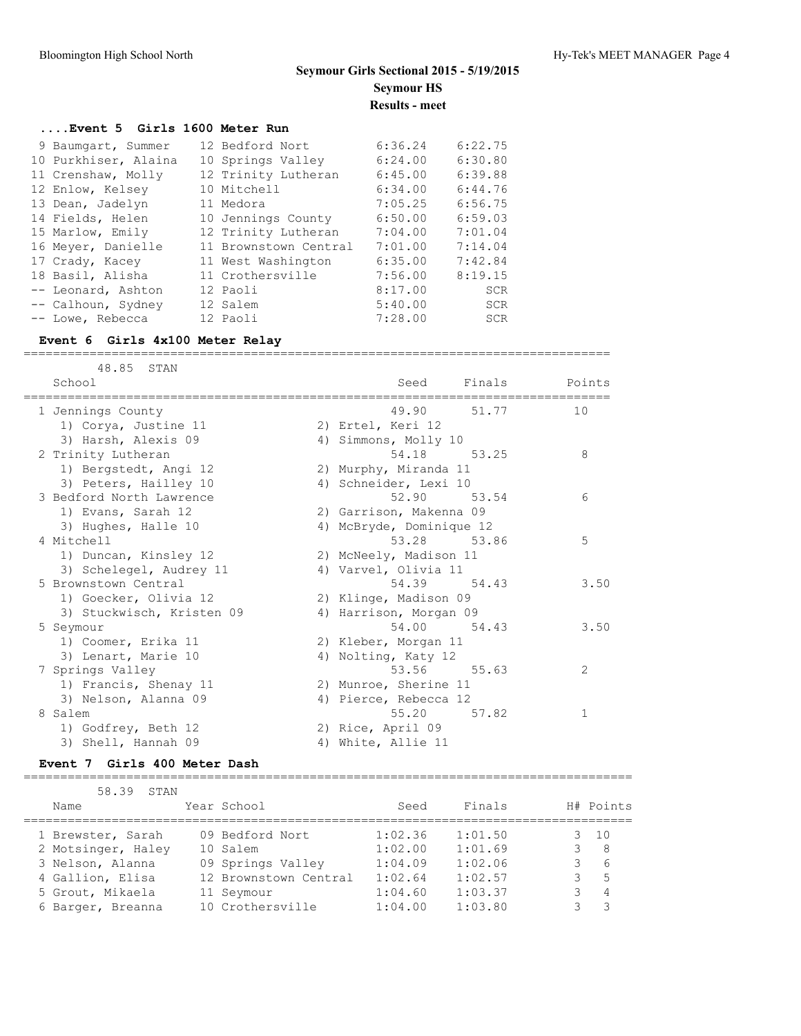## Seymour Girls Sectional 2015 - 5/19/2015
### Seymour HS
### Results - meet

### ....Event 5 Girls 1600 Meter Run

| Place | Name | Year | School | Seed | Finals |
|---|---|---|---|---|---|
| 9 | Baumgart, Summer | 12 | Bedford Nort | 6:36.24 | 6:22.75 |
| 10 | Purkhiser, Alaina | 10 | Springs Valley | 6:24.00 | 6:30.80 |
| 11 | Crenshaw, Molly | 12 | Trinity Lutheran | 6:45.00 | 6:39.88 |
| 12 | Enlow, Kelsey | 10 | Mitchell | 6:34.00 | 6:44.76 |
| 13 | Dean, Jadelyn | 11 | Medora | 7:05.25 | 6:56.75 |
| 14 | Fields, Helen | 10 | Jennings County | 6:50.00 | 6:59.03 |
| 15 | Marlow, Emily | 12 | Trinity Lutheran | 7:04.00 | 7:01.04 |
| 16 | Meyer, Danielle | 11 | Brownstown Central | 7:01.00 | 7:14.04 |
| 17 | Crady, Kacey | 11 | West Washington | 6:35.00 | 7:42.84 |
| 18 | Basil, Alisha | 11 | Crothersville | 7:56.00 | 8:19.15 |
| -- | Leonard, Ashton | 12 | Paoli | 8:17.00 | SCR |
| -- | Calhoun, Sydney | 12 | Salem | 5:40.00 | SCR |
| -- | Lowe, Rebecca | 12 | Paoli | 7:28.00 | SCR |

### Event 6 Girls 4x100 Meter Relay

48.85 STAN

| Place | School | Seed | Finals | Points |
|---|---|---|---|---|
| 1 | Jennings County | 49.90 | 51.77 | 10 |
| | 1) Corya, Justine 11; 2) Ertel, Keri 12; 3) Harsh, Alexis 09; 4) Simmons, Molly 10 | | | |
| 2 | Trinity Lutheran | 54.18 | 53.25 | 8 |
| | 1) Bergstedt, Angi 12; 2) Murphy, Miranda 11; 3) Peters, Hailley 10; 4) Schneider, Lexi 10 | | | |
| 3 | Bedford North Lawrence | 52.90 | 53.54 | 6 |
| | 1) Evans, Sarah 12; 2) Garrison, Makenna 09; 3) Hughes, Halle 10; 4) McBryde, Dominique 12 | | | |
| 4 | Mitchell | 53.28 | 53.86 | 5 |
| | 1) Duncan, Kinsley 12; 2) McNeely, Madison 11; 3) Schelegel, Audrey 11; 4) Varvel, Olivia 11 | | | |
| 5 | Brownstown Central | 54.39 | 54.43 | 3.50 |
| | 1) Goecker, Olivia 12; 2) Klinge, Madison 09; 3) Stuckwisch, Kristen 09; 4) Harrison, Morgan 09 | | | |
| 5 | Seymour | 54.00 | 54.43 | 3.50 |
| | 1) Coomer, Erika 11; 2) Kleber, Morgan 11; 3) Lenart, Marie 10; 4) Nolting, Katy 12 | | | |
| 7 | Springs Valley | 53.56 | 55.63 | 2 |
| | 1) Francis, Shenay 11; 2) Munroe, Sherine 11; 3) Nelson, Alanna 09; 4) Pierce, Rebecca 12 | | | |
| 8 | Salem | 55.20 | 57.82 | 1 |
| | 1) Godfrey, Beth 12; 2) Rice, April 09; 3) Shell, Hannah 09; 4) White, Allie 11 | | | |

### Event 7 Girls 400 Meter Dash

58.39 STAN

| Place | Name | Year | School | Seed | Finals | H# | Points |
|---|---|---|---|---|---|---|---|
| 1 | Brewster, Sarah | 09 | Bedford Nort | 1:02.36 | 1:01.50 | 3 | 10 |
| 2 | Motsinger, Haley | 10 | Salem | 1:02.00 | 1:01.69 | 3 | 8 |
| 3 | Nelson, Alanna | 09 | Springs Valley | 1:04.09 | 1:02.06 | 3 | 6 |
| 4 | Gallion, Elisa | 12 | Brownstown Central | 1:02.64 | 1:02.57 | 3 | 5 |
| 5 | Grout, Mikaela | 11 | Seymour | 1:04.60 | 1:03.37 | 3 | 4 |
| 6 | Barger, Breanna | 10 | Crothersville | 1:04.00 | 1:03.80 | 3 | 3 |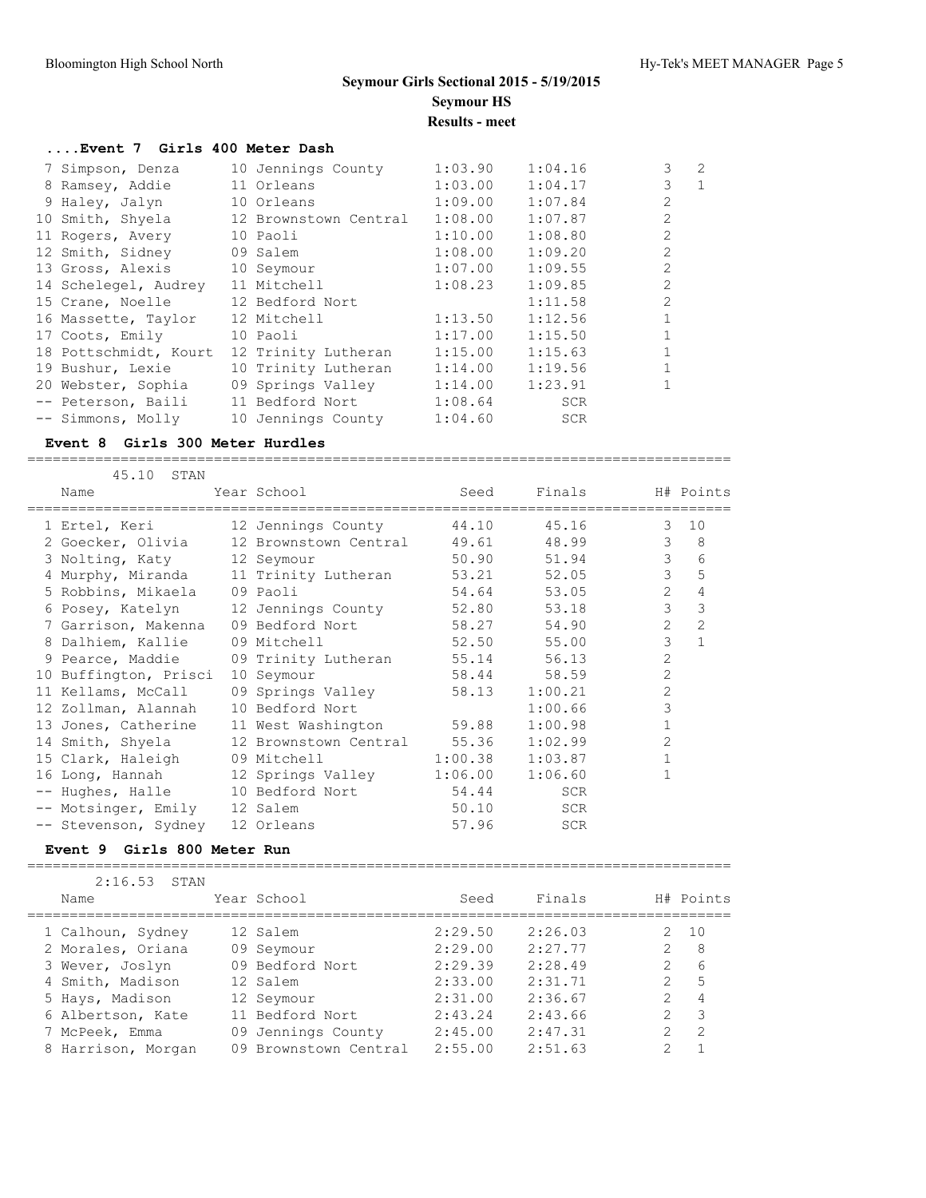# Seymour Girls Sectional 2015 - 5/19/2015

## Seymour HS

## Results - meet

### ....Event 7 Girls 400 Meter Dash

| Name | Year School | Seed | Finals | H# | Points |
|---|---|---|---|---|---|
| 7 Simpson, Denza | 10 Jennings County | 1:03.90 | 1:04.16 | 3 | 2 |
| 8 Ramsey, Addie | 11 Orleans | 1:03.00 | 1:04.17 | 3 | 1 |
| 9 Haley, Jalyn | 10 Orleans | 1:09.00 | 1:07.84 | 2 | |
| 10 Smith, Shyela | 12 Brownstown Central | 1:08.00 | 1:07.87 | 2 | |
| 11 Rogers, Avery | 10 Paoli | 1:10.00 | 1:08.80 | 2 | |
| 12 Smith, Sidney | 09 Salem | 1:08.00 | 1:09.20 | 2 | |
| 13 Gross, Alexis | 10 Seymour | 1:07.00 | 1:09.55 | 2 | |
| 14 Schelegel, Audrey | 11 Mitchell | 1:08.23 | 1:09.85 | 2 | |
| 15 Crane, Noelle | 12 Bedford Nort | | 1:11.58 | 2 | |
| 16 Massette, Taylor | 12 Mitchell | 1:13.50 | 1:12.56 | 1 | |
| 17 Coots, Emily | 10 Paoli | 1:17.00 | 1:15.50 | 1 | |
| 18 Pottschmidt, Kourt | 12 Trinity Lutheran | 1:15.00 | 1:15.63 | 1 | |
| 19 Bushur, Lexie | 10 Trinity Lutheran | 1:14.00 | 1:19.56 | 1 | |
| 20 Webster, Sophia | 09 Springs Valley | 1:14.00 | 1:23.91 | 1 | |
| -- Peterson, Baili | 11 Bedford Nort | 1:08.64 | SCR | | |
| -- Simmons, Molly | 10 Jennings County | 1:04.60 | SCR | | |

### Event 8 Girls 300 Meter Hurdles

45.10 STAN

| Name | Year School | Seed | Finals | H# | Points |
|---|---|---|---|---|---|
| 1 Ertel, Keri | 12 Jennings County | 44.10 | 45.16 | 3 | 10 |
| 2 Goecker, Olivia | 12 Brownstown Central | 49.61 | 48.99 | 3 | 8 |
| 3 Nolting, Katy | 12 Seymour | 50.90 | 51.94 | 3 | 6 |
| 4 Murphy, Miranda | 11 Trinity Lutheran | 53.21 | 52.05 | 3 | 5 |
| 5 Robbins, Mikaela | 09 Paoli | 54.64 | 53.05 | 2 | 4 |
| 6 Posey, Katelyn | 12 Jennings County | 52.80 | 53.18 | 3 | 3 |
| 7 Garrison, Makenna | 09 Bedford Nort | 58.27 | 54.90 | 2 | 2 |
| 8 Dalhiem, Kallie | 09 Mitchell | 52.50 | 55.00 | 3 | 1 |
| 9 Pearce, Maddie | 09 Trinity Lutheran | 55.14 | 56.13 | 2 | |
| 10 Buffington, Prisci | 10 Seymour | 58.44 | 58.59 | 2 | |
| 11 Kellams, McCall | 09 Springs Valley | 58.13 | 1:00.21 | 2 | |
| 12 Zollman, Alannah | 10 Bedford Nort | | 1:00.66 | 3 | |
| 13 Jones, Catherine | 11 West Washington | 59.88 | 1:00.98 | 1 | |
| 14 Smith, Shyela | 12 Brownstown Central | 55.36 | 1:02.99 | 2 | |
| 15 Clark, Haleigh | 09 Mitchell | 1:00.38 | 1:03.87 | 1 | |
| 16 Long, Hannah | 12 Springs Valley | 1:06.00 | 1:06.60 | 1 | |
| -- Hughes, Halle | 10 Bedford Nort | 54.44 | SCR | | |
| -- Motsinger, Emily | 12 Salem | 50.10 | SCR | | |
| -- Stevenson, Sydney | 12 Orleans | 57.96 | SCR | | |

### Event 9 Girls 800 Meter Run

2:16.53 STAN

| Name | Year School | Seed | Finals | H# | Points |
|---|---|---|---|---|---|
| 1 Calhoun, Sydney | 12 Salem | 2:29.50 | 2:26.03 | 2 | 10 |
| 2 Morales, Oriana | 09 Seymour | 2:29.00 | 2:27.77 | 2 | 8 |
| 3 Wever, Joslyn | 09 Bedford Nort | 2:29.39 | 2:28.49 | 2 | 6 |
| 4 Smith, Madison | 12 Salem | 2:33.00 | 2:31.71 | 2 | 5 |
| 5 Hays, Madison | 12 Seymour | 2:31.00 | 2:36.67 | 2 | 4 |
| 6 Albertson, Kate | 11 Bedford Nort | 2:43.24 | 2:43.66 | 2 | 3 |
| 7 McPeek, Emma | 09 Jennings County | 2:45.00 | 2:47.31 | 2 | 2 |
| 8 Harrison, Morgan | 09 Brownstown Central | 2:55.00 | 2:51.63 | 2 | 1 |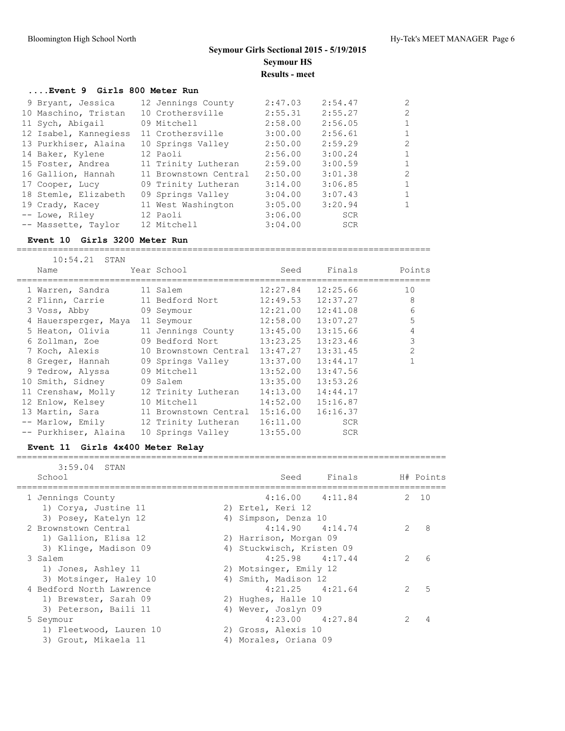# Seymour Girls Sectional 2015 - 5/19/2015

## Seymour HS

### Results - meet

#### ....Event 9 Girls 800 Meter Run

| Place | Name | Year | School | Seed | Finals | H# |
|---|---|---|---|---|---|---|
| 9 | Bryant, Jessica | 12 | Jennings County | 2:47.03 | 2:54.47 | 2 |
| 10 | Maschino, Tristan | 10 | Crothersville | 2:55.31 | 2:55.27 | 2 |
| 11 | Sych, Abigail | 09 | Mitchell | 2:58.00 | 2:56.05 | 1 |
| 12 | Isabel, Kannegiess | 11 | Crothersville | 3:00.00 | 2:56.61 | 1 |
| 13 | Purkhiser, Alaina | 10 | Springs Valley | 2:50.00 | 2:59.29 | 2 |
| 14 | Baker, Kylene | 12 | Paoli | 2:56.00 | 3:00.24 | 1 |
| 15 | Foster, Andrea | 11 | Trinity Lutheran | 2:59.00 | 3:00.59 | 1 |
| 16 | Gallion, Hannah | 11 | Brownstown Central | 2:50.00 | 3:01.38 | 2 |
| 17 | Cooper, Lucy | 09 | Trinity Lutheran | 3:14.00 | 3:06.85 | 1 |
| 18 | Stemle, Elizabeth | 09 | Springs Valley | 3:04.00 | 3:07.43 | 1 |
| 19 | Crady, Kacey | 11 | West Washington | 3:05.00 | 3:20.94 | 1 |
| -- | Lowe, Riley | 12 | Paoli | 3:06.00 | SCR | |
| -- | Massette, Taylor | 12 | Mitchell | 3:04.00 | SCR | |

#### Event 10 Girls 3200 Meter Run

10:54.21 STAN

| Place | Name | Year | School | Seed | Finals | Points |
|---|---|---|---|---|---|---|
| 1 | Warren, Sandra | 11 | Salem | 12:27.84 | 12:25.66 | 10 |
| 2 | Flinn, Carrie | 11 | Bedford Nort | 12:49.53 | 12:37.27 | 8 |
| 3 | Voss, Abby | 09 | Seymour | 12:21.00 | 12:41.08 | 6 |
| 4 | Hauersperger, Maya | 11 | Seymour | 12:58.00 | 13:07.27 | 5 |
| 5 | Heaton, Olivia | 11 | Jennings County | 13:45.00 | 13:15.66 | 4 |
| 6 | Zollman, Zoe | 09 | Bedford Nort | 13:23.25 | 13:23.46 | 3 |
| 7 | Koch, Alexis | 10 | Brownstown Central | 13:47.27 | 13:31.45 | 2 |
| 8 | Greger, Hannah | 09 | Springs Valley | 13:37.00 | 13:44.17 | 1 |
| 9 | Tedrow, Alyssa | 09 | Mitchell | 13:52.00 | 13:47.56 | |
| 10 | Smith, Sidney | 09 | Salem | 13:35.00 | 13:53.26 | |
| 11 | Crenshaw, Molly | 12 | Trinity Lutheran | 14:13.00 | 14:44.17 | |
| 12 | Enlow, Kelsey | 10 | Mitchell | 14:52.00 | 15:16.87 | |
| 13 | Martin, Sara | 11 | Brownstown Central | 15:16.00 | 16:16.37 | |
| -- | Marlow, Emily | 12 | Trinity Lutheran | 16:11.00 | SCR | |
| -- | Purkhiser, Alaina | 10 | Springs Valley | 13:55.00 | SCR | |

#### Event 11 Girls 4x400 Meter Relay

3:59.04 STAN

| Place | School | Seed | Finals | H# | Points |
|---|---|---|---|---|---|
| 1 | Jennings County | 4:16.00 | 4:11.84 | 2 | 10 |
| | 1) Corya, Justine 11; 2) Ertel, Keri 12; 3) Posey, Katelyn 12; 4) Simpson, Denza 10 | | | | |
| 2 | Brownstown Central | 4:14.90 | 4:14.74 | 2 | 8 |
| | 1) Gallion, Elisa 12; 2) Harrison, Morgan 09; 3) Klinge, Madison 09; 4) Stuckwisch, Kristen 09 | | | | |
| 3 | Salem | 4:25.98 | 4:17.44 | 2 | 6 |
| | 1) Jones, Ashley 11; 2) Motsinger, Emily 12; 3) Motsinger, Haley 10; 4) Smith, Madison 12 | | | | |
| 4 | Bedford North Lawrence | 4:21.25 | 4:21.64 | 2 | 5 |
| | 1) Brewster, Sarah 09; 2) Hughes, Halle 10; 3) Peterson, Baili 11; 4) Wever, Joslyn 09 | | | | |
| 5 | Seymour | 4:23.00 | 4:27.84 | 2 | 4 |
| | 1) Fleetwood, Lauren 10; 2) Gross, Alexis 10; 3) Grout, Mikaela 11; 4) Morales, Oriana 09 | | | | |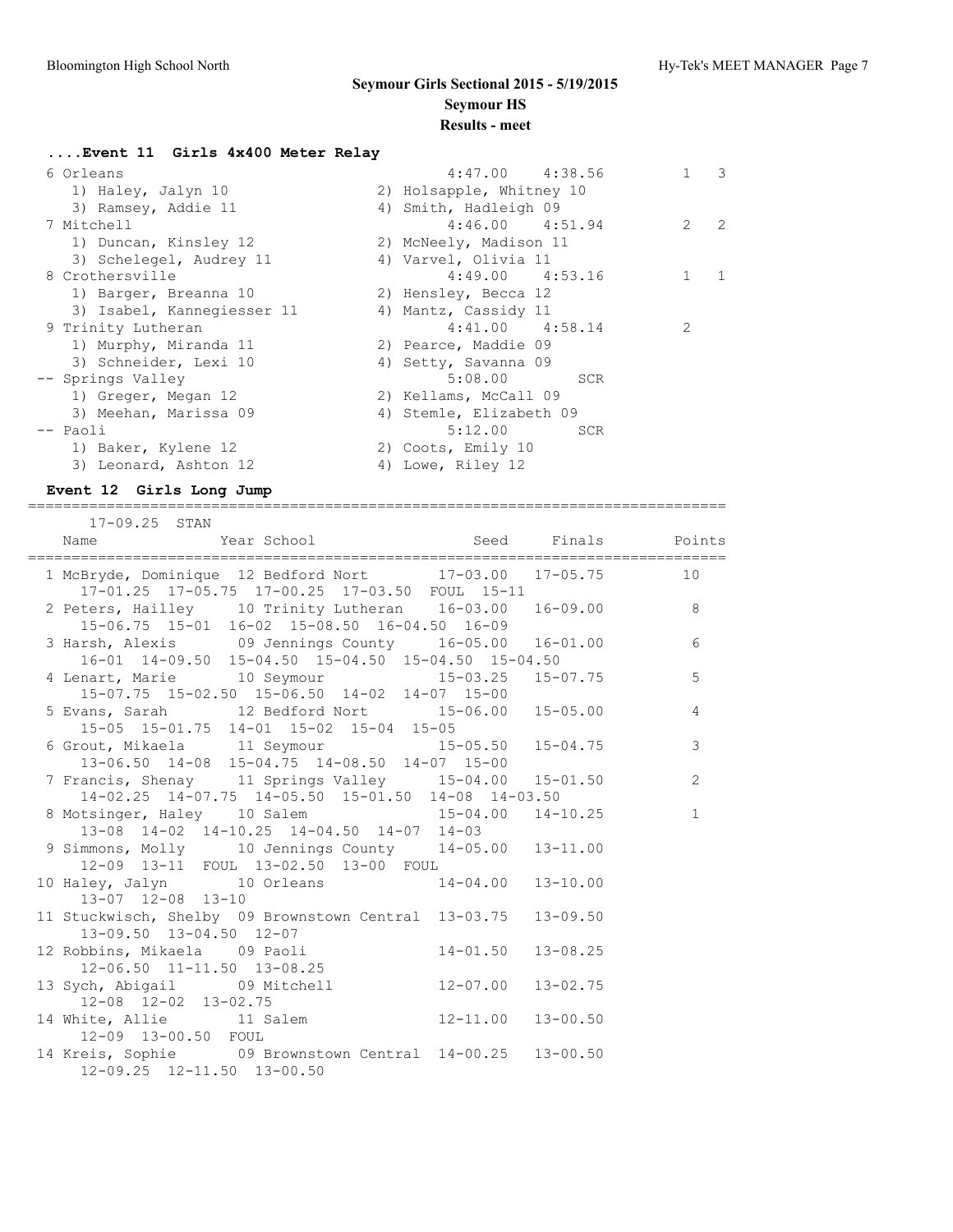# Seymour Girls Sectional 2015 - 5/19/2015

## Seymour HS

### Results - meet

#### ....Event 11 Girls 4x400 Meter Relay

```
 6 Orleans                                          4:47.00    4:38.56         1   3
    1) Haley, Jalyn 10                  2) Holsapple, Whitney 10
    3) Ramsey, Addie 11                 4) Smith, Hadleigh 09
 7 Mitchell                                         4:46.00    4:51.94         2   2
    1) Duncan, Kinsley 12               2) McNeely, Madison 11
    3) Schelegel, Audrey 11             4) Varvel, Olivia 11
 8 Crothersville                                    4:49.00    4:53.16         1   1
    1) Barger, Breanna 10               2) Hensley, Becca 12
    3) Isabel, Kannegiesser 11          4) Mantz, Cassidy 11
 9 Trinity Lutheran                                 4:41.00    4:58.14         2
    1) Murphy, Miranda 11               2) Pearce, Maddie 09
    3) Schneider, Lexi 10               4) Setty, Savanna 09
-- Springs Valley                                   5:08.00        SCR
    1) Greger, Megan 12                 2) Kellams, McCall 09
    3) Meehan, Marissa 09               4) Stemle, Elizabeth 09
-- Paoli                                            5:12.00        SCR
    1) Baker, Kylene 12                 2) Coots, Emily 10
    3) Leonard, Ashton 12               4) Lowe, Riley 12
```

#### Event 12 Girls Long Jump

```
================================================================================
       17-09.25  STAN
    Name               Year School                Seed     Finals        Points
================================================================================
  1 McBryde, Dominique  12 Bedford Nort        17-03.00   17-05.75         10
      17-01.25  17-05.75  17-00.25  17-03.50  FOUL  15-11
  2 Peters, Hailley     10 Trinity Lutheran    16-03.00   16-09.00          8
      15-06.75  15-01  16-02  15-08.50  16-04.50  16-09
  3 Harsh, Alexis       09 Jennings County     16-05.00   16-01.00          6
      16-01  14-09.50  15-04.50  15-04.50  15-04.50  15-04.50
  4 Lenart, Marie       10 Seymour             15-03.25   15-07.75          5
      15-07.75  15-02.50  15-06.50  14-02  14-07  15-00
  5 Evans, Sarah        12 Bedford Nort        15-06.00   15-05.00          4
      15-05  15-01.75  14-01  15-02  15-04  15-05
  6 Grout, Mikaela      11 Seymour             15-05.50   15-04.75          3
      13-06.50  14-08  15-04.75  14-08.50  14-07  15-00
  7 Francis, Shenay     11 Springs Valley      15-04.00   15-01.50          2
      14-02.25  14-07.75  14-05.50  15-01.50  14-08  14-03.50
  8 Motsinger, Haley    10 Salem               15-04.00   14-10.25          1
      13-08  14-02  14-10.25  14-04.50  14-07  14-03
  9 Simmons, Molly      10 Jennings County     14-05.00   13-11.00
      12-09  13-11  FOUL  13-02.50  13-00  FOUL
 10 Haley, Jalyn        10 Orleans             14-04.00   13-10.00
      13-07  12-08  13-10
 11 Stuckwisch, Shelby  09 Brownstown Central  13-03.75   13-09.50
      13-09.50  13-04.50  12-07
 12 Robbins, Mikaela    09 Paoli               14-01.50   13-08.25
      12-06.50  11-11.50  13-08.25
 13 Sych, Abigail       09 Mitchell            12-07.00   13-02.75
      12-08  12-02  13-02.75
 14 White, Allie        11 Salem               12-11.00   13-00.50
      12-09  13-00.50  FOUL
 14 Kreis, Sophie       09 Brownstown Central  14-00.25   13-00.50
      12-09.25  12-11.50  13-00.50
```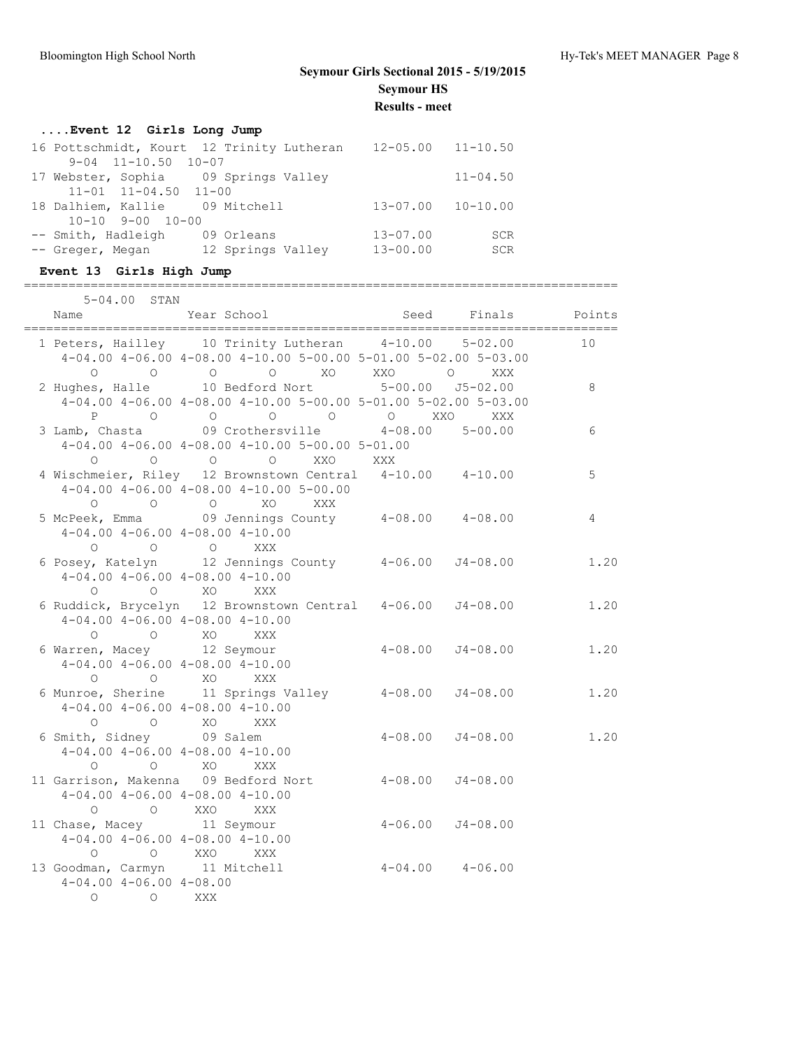## Seymour Girls Sectional 2015 - 5/19/2015
## Seymour HS
## Results - meet

### ....Event 12 Girls Long Jump

```
 16 Pottschmidt, Kourt  12 Trinity Lutheran    12-05.00   11-10.50
     9-04  11-10.50  10-07
 17 Webster, Sophia     09 Springs Valley                 11-04.50
     11-01  11-04.50  11-00
 18 Dalhiem, Kallie     09 Mitchell            13-07.00   10-10.00
     10-10  9-00  10-00
 -- Smith, Hadleigh     09 Orleans             13-07.00        SCR
 -- Greger, Megan       12 Springs Valley      13-00.00        SCR
```

### Event 13 Girls High Jump

```
================================================================================
    5-04.00  STAN
    Name                 Year School               Seed     Finals      Points
================================================================================
  1 Peters, Hailley      10 Trinity Lutheran     4-10.00    5-02.00       10
     4-04.00 4-06.00 4-08.00 4-10.00 5-00.00 5-01.00 5-02.00 5-03.00
        O       O       O       O      XO     XXO       O     XXX
  2 Hughes, Halle        10 Bedford Nort         5-00.00   J5-02.00        8
     4-04.00 4-06.00 4-08.00 4-10.00 5-00.00 5-01.00 5-02.00 5-03.00
        P       O       O       O       O       O     XXO     XXX
  3 Lamb, Chasta         09 Crothersville        4-08.00    5-00.00        6
     4-04.00 4-06.00 4-08.00 4-10.00 5-00.00 5-01.00
        O       O       O       O     XXO     XXX
  4 Wischmeier, Riley    12 Brownstown Central   4-10.00    4-10.00        5
     4-04.00 4-06.00 4-08.00 4-10.00 5-00.00
        O       O       O      XO     XXX
  5 McPeek, Emma         09 Jennings County      4-08.00    4-08.00        4
     4-04.00 4-06.00 4-08.00 4-10.00
        O       O       O     XXX
  6 Posey, Katelyn       12 Jennings County      4-06.00   J4-08.00     1.20
     4-04.00 4-06.00 4-08.00 4-10.00
        O       O      XO     XXX
  6 Ruddick, Brycelyn    12 Brownstown Central   4-06.00   J4-08.00     1.20
     4-04.00 4-06.00 4-08.00 4-10.00
        O       O      XO     XXX
  6 Warren, Macey        12 Seymour              4-08.00   J4-08.00     1.20
     4-04.00 4-06.00 4-08.00 4-10.00
        O       O      XO     XXX
  6 Munroe, Sherine      11 Springs Valley       4-08.00   J4-08.00     1.20
     4-04.00 4-06.00 4-08.00 4-10.00
        O       O      XO     XXX
  6 Smith, Sidney        09 Salem                4-08.00   J4-08.00     1.20
     4-04.00 4-06.00 4-08.00 4-10.00
        O       O      XO     XXX
 11 Garrison, Makenna    09 Bedford Nort         4-08.00   J4-08.00
     4-04.00 4-06.00 4-08.00 4-10.00
        O       O     XXO     XXX
 11 Chase, Macey         11 Seymour              4-06.00   J4-08.00
     4-04.00 4-06.00 4-08.00 4-10.00
        O       O     XXO     XXX
 13 Goodman, Carmyn      11 Mitchell             4-04.00    4-06.00
     4-04.00 4-06.00 4-08.00
        O       O     XXX
```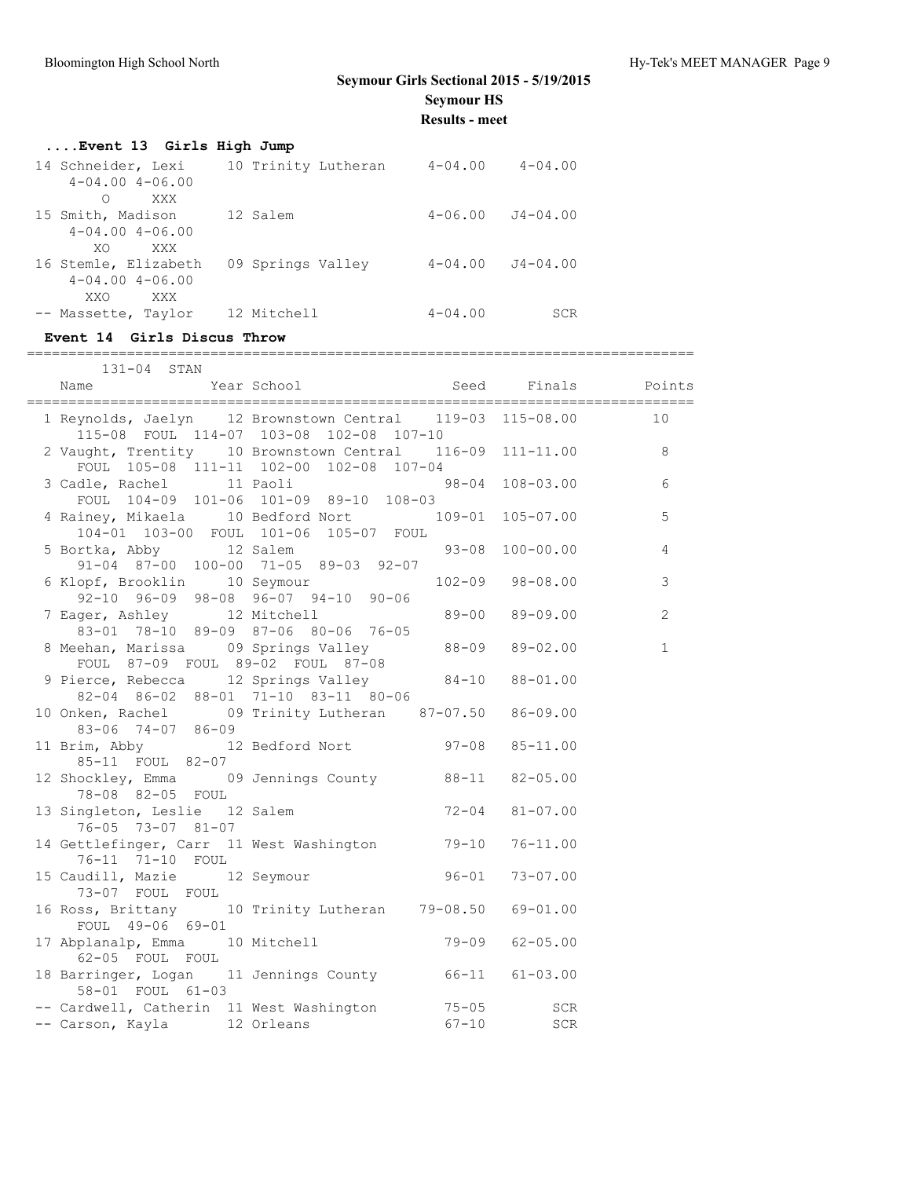# Seymour Girls Sectional 2015 - 5/19/2015

## Seymour HS

### Results - meet

## ....Event 13 Girls High Jump

| Place | Name | Year | School | Seed | Finals | Points |
|---|---|---|---|---|---|---|
| 14 | Schneider, Lexi | 10 | Trinity Lutheran | 4-04.00 | 4-04.00 | |
| | 4-04.00 4-06.00 | | | | | |
| | O XXX | | | | | |
| 15 | Smith, Madison | 12 | Salem | 4-06.00 | J4-04.00 | |
| | 4-04.00 4-06.00 | | | | | |
| | XO XXX | | | | | |
| 16 | Stemle, Elizabeth | 09 | Springs Valley | 4-04.00 | J4-04.00 | |
| | 4-04.00 4-06.00 | | | | | |
| | XXO XXX | | | | | |
| -- | Massette, Taylor | 12 | Mitchell | 4-04.00 | SCR | |

## Event 14 Girls Discus Throw

131-04 STAN

| Place | Name | Year | School | Seed | Finals | Points |
|---|---|---|---|---|---|---|
| 1 | Reynolds, Jaelyn | 12 | Brownstown Central | 119-03 | 115-08.00 | 10 |
| | 115-08 FOUL 114-07 103-08 102-08 107-10 | | | | | |
| 2 | Vaught, Trentity | 10 | Brownstown Central | 116-09 | 111-11.00 | 8 |
| | FOUL 105-08 111-11 102-00 102-08 107-04 | | | | | |
| 3 | Cadle, Rachel | 11 | Paoli | 98-04 | 108-03.00 | 6 |
| | FOUL 104-09 101-06 101-09 89-10 108-03 | | | | | |
| 4 | Rainey, Mikaela | 10 | Bedford Nort | 109-01 | 105-07.00 | 5 |
| | 104-01 103-00 FOUL 101-06 105-07 FOUL | | | | | |
| 5 | Bortka, Abby | 12 | Salem | 93-08 | 100-00.00 | 4 |
| | 91-04 87-00 100-00 71-05 89-03 92-07 | | | | | |
| 6 | Klopf, Brooklin | 10 | Seymour | 102-09 | 98-08.00 | 3 |
| | 92-10 96-09 98-08 96-07 94-10 90-06 | | | | | |
| 7 | Eager, Ashley | 12 | Mitchell | 89-00 | 89-09.00 | 2 |
| | 83-01 78-10 89-09 87-06 80-06 76-05 | | | | | |
| 8 | Meehan, Marissa | 09 | Springs Valley | 88-09 | 89-02.00 | 1 |
| | FOUL 87-09 FOUL 89-02 FOUL 87-08 | | | | | |
| 9 | Pierce, Rebecca | 12 | Springs Valley | 84-10 | 88-01.00 | |
| | 82-04 86-02 88-01 71-10 83-11 80-06 | | | | | |
| 10 | Onken, Rachel | 09 | Trinity Lutheran | 87-07.50 | 86-09.00 | |
| | 83-06 74-07 86-09 | | | | | |
| 11 | Brim, Abby | 12 | Bedford Nort | 97-08 | 85-11.00 | |
| | 85-11 FOUL 82-07 | | | | | |
| 12 | Shockley, Emma | 09 | Jennings County | 88-11 | 82-05.00 | |
| | 78-08 82-05 FOUL | | | | | |
| 13 | Singleton, Leslie | 12 | Salem | 72-04 | 81-07.00 | |
| | 76-05 73-07 81-07 | | | | | |
| 14 | Gettlefinger, Carr | 11 | West Washington | 79-10 | 76-11.00 | |
| | 76-11 71-10 FOUL | | | | | |
| 15 | Caudill, Mazie | 12 | Seymour | 96-01 | 73-07.00 | |
| | 73-07 FOUL FOUL | | | | | |
| 16 | Ross, Brittany | 10 | Trinity Lutheran | 79-08.50 | 69-01.00 | |
| | FOUL 49-06 69-01 | | | | | |
| 17 | Abplanalp, Emma | 10 | Mitchell | 79-09 | 62-05.00 | |
| | 62-05 FOUL FOUL | | | | | |
| 18 | Barringer, Logan | 11 | Jennings County | 66-11 | 61-03.00 | |
| | 58-01 FOUL 61-03 | | | | | |
| -- | Cardwell, Catherin | 11 | West Washington | 75-05 | SCR | |
| -- | Carson, Kayla | 12 | Orleans | 67-10 | SCR | |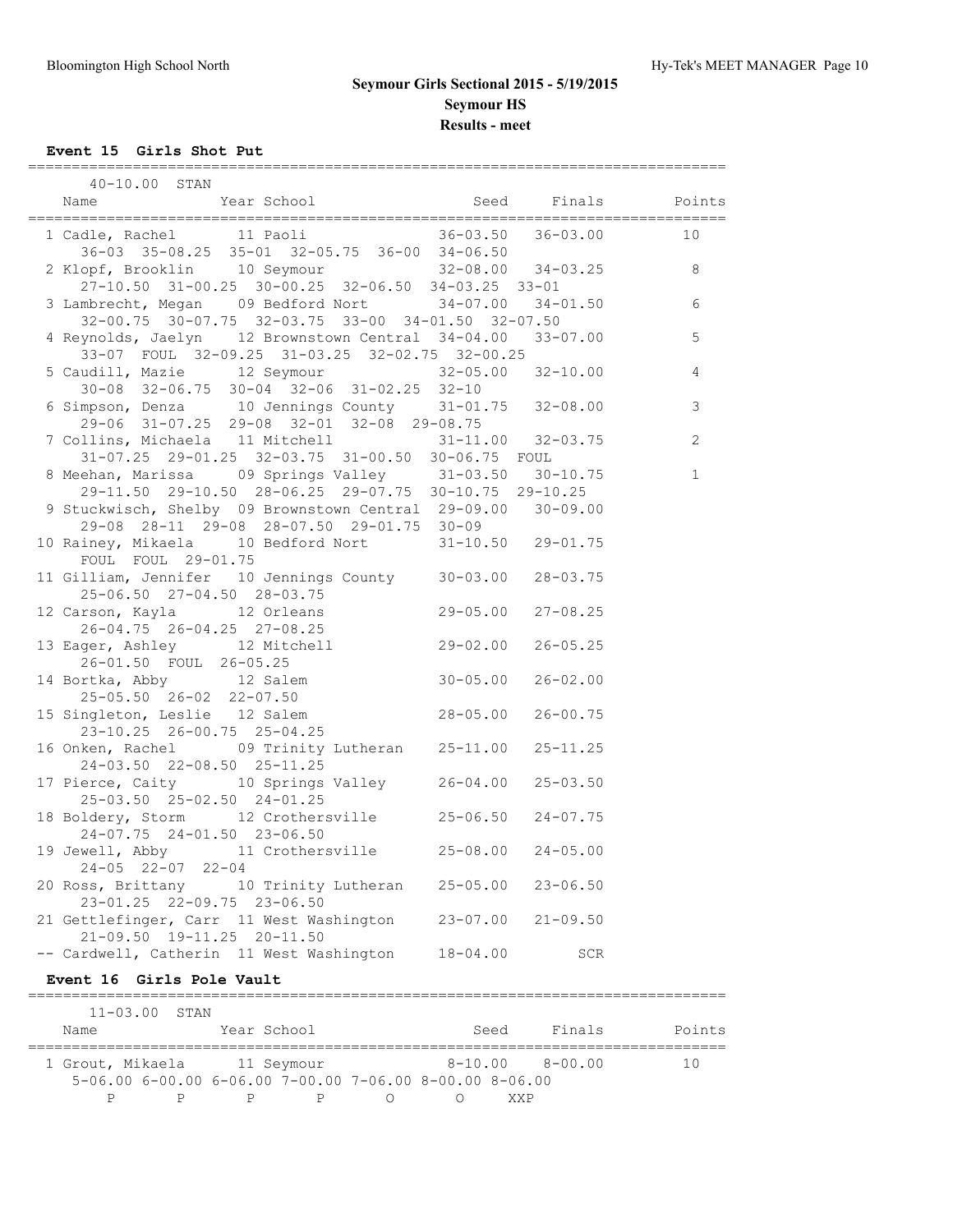# Seymour Girls Sectional 2015 - 5/19/2015

**Seymour HS**

**Results - meet**

### Event 15 Girls Shot Put

40-10.00 STAN

| Place | Name | Year | School | Seed | Finals | Points |
|---|---|---|---|---|---|---|
| 1 | Cadle, Rachel | 11 | Paoli | 36-03.50 | 36-03.00 | 10 |
| | 36-03 35-08.25 35-01 32-05.75 36-00 34-06.50 | | | | | |
| 2 | Klopf, Brooklin | 10 | Seymour | 32-08.00 | 34-03.25 | 8 |
| | 27-10.50 31-00.25 30-00.25 32-06.50 34-03.25 33-01 | | | | | |
| 3 | Lambrecht, Megan | 09 | Bedford Nort | 34-07.00 | 34-01.50 | 6 |
| | 32-00.75 30-07.75 32-03.75 33-00 34-01.50 32-07.50 | | | | | |
| 4 | Reynolds, Jaelyn | 12 | Brownstown Central | 34-04.00 | 33-07.00 | 5 |
| | 33-07 FOUL 32-09.25 31-03.25 32-02.75 32-00.25 | | | | | |
| 5 | Caudill, Mazie | 12 | Seymour | 32-05.00 | 32-10.00 | 4 |
| | 30-08 32-06.75 30-04 32-06 31-02.25 32-10 | | | | | |
| 6 | Simpson, Denza | 10 | Jennings County | 31-01.75 | 32-08.00 | 3 |
| | 29-06 31-07.25 29-08 32-01 32-08 29-08.75 | | | | | |
| 7 | Collins, Michaela | 11 | Mitchell | 31-11.00 | 32-03.75 | 2 |
| | 31-07.25 29-01.25 32-03.75 31-00.50 30-06.75 FOUL | | | | | |
| 8 | Meehan, Marissa | 09 | Springs Valley | 31-03.50 | 30-10.75 | 1 |
| | 29-11.50 29-10.50 28-06.25 29-07.75 30-10.75 29-10.25 | | | | | |
| 9 | Stuckwisch, Shelby | 09 | Brownstown Central | 29-09.00 | 30-09.00 | |
| | 29-08 28-11 29-08 28-07.50 29-01.75 30-09 | | | | | |
| 10 | Rainey, Mikaela | 10 | Bedford Nort | 31-10.50 | 29-01.75 | |
| | FOUL FOUL 29-01.75 | | | | | |
| 11 | Gilliam, Jennifer | 10 | Jennings County | 30-03.00 | 28-03.75 | |
| | 25-06.50 27-04.50 28-03.75 | | | | | |
| 12 | Carson, Kayla | 12 | Orleans | 29-05.00 | 27-08.25 | |
| | 26-04.75 26-04.25 27-08.25 | | | | | |
| 13 | Eager, Ashley | 12 | Mitchell | 29-02.00 | 26-05.25 | |
| | 26-01.50 FOUL 26-05.25 | | | | | |
| 14 | Bortka, Abby | 12 | Salem | 30-05.00 | 26-02.00 | |
| | 25-05.50 26-02 22-07.50 | | | | | |
| 15 | Singleton, Leslie | 12 | Salem | 28-05.00 | 26-00.75 | |
| | 23-10.25 26-00.75 25-04.25 | | | | | |
| 16 | Onken, Rachel | 09 | Trinity Lutheran | 25-11.00 | 25-11.25 | |
| | 24-03.50 22-08.50 25-11.25 | | | | | |
| 17 | Pierce, Caity | 10 | Springs Valley | 26-04.00 | 25-03.50 | |
| | 25-03.50 25-02.50 24-01.25 | | | | | |
| 18 | Boldery, Storm | 12 | Crothersville | 25-06.50 | 24-07.75 | |
| | 24-07.75 24-01.50 23-06.50 | | | | | |
| 19 | Jewell, Abby | 11 | Crothersville | 25-08.00 | 24-05.00 | |
| | 24-05 22-07 22-04 | | | | | |
| 20 | Ross, Brittany | 10 | Trinity Lutheran | 25-05.00 | 23-06.50 | |
| | 23-01.25 22-09.75 23-06.50 | | | | | |
| 21 | Gettlefinger, Carr | 11 | West Washington | 23-07.00 | 21-09.50 | |
| | 21-09.50 19-11.25 20-11.50 | | | | | |
| -- | Cardwell, Catherin | 11 | West Washington | 18-04.00 | SCR | |

### Event 16 Girls Pole Vault

11-03.00 STAN

| Place | Name | Year | School | Seed | Finals | Points |
|---|---|---|---|---|---|---|
| 1 | Grout, Mikaela | 11 | Seymour | 8-10.00 | 8-00.00 | 10 |

| 5-06.00 | 6-00.00 | 6-06.00 | 7-00.00 | 7-06.00 | 8-00.00 | 8-06.00 |
|---|---|---|---|---|---|---|
| P | P | P | P | O | O | XXP |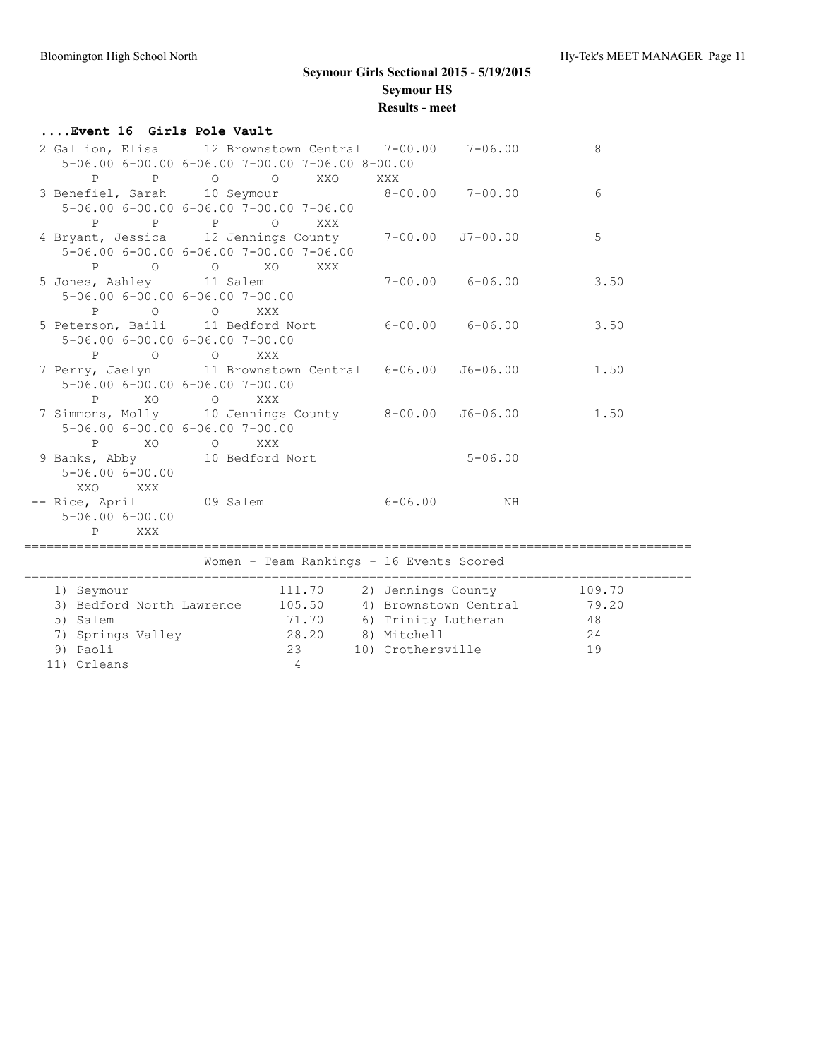## Seymour Girls Sectional 2015 - 5/19/2015

**Seymour HS**

**Results - meet**

### ....Event 16 Girls Pole Vault

```
  2 Gallion, Elisa      12 Brownstown Central   7-00.00    7-06.00          8
     5-06.00 6-00.00 6-06.00 7-00.00 7-06.00 8-00.00
           P       P       O       O     XXO     XXX
  3 Benefiel, Sarah     10 Seymour              8-00.00    7-00.00          6
     5-06.00 6-00.00 6-06.00 7-00.00 7-06.00
           P       P       P       O     XXX
  4 Bryant, Jessica     12 Jennings County      7-00.00   J7-00.00          5
     5-06.00 6-00.00 6-06.00 7-00.00 7-06.00
           P       O       O      XO     XXX
  5 Jones, Ashley       11 Salem                7-00.00    6-06.00          3.50
     5-06.00 6-00.00 6-06.00 7-00.00
           P       O       O     XXX
  5 Peterson, Baili     11 Bedford Nort         6-00.00    6-06.00          3.50
     5-06.00 6-00.00 6-06.00 7-00.00
           P       O       O     XXX
  7 Perry, Jaelyn       11 Brownstown Central   6-06.00   J6-06.00          1.50
     5-06.00 6-00.00 6-06.00 7-00.00
           P      XO       O     XXX
  7 Simmons, Molly      10 Jennings County      8-00.00   J6-06.00          1.50
     5-06.00 6-00.00 6-06.00 7-00.00
           P      XO       O     XXX
  9 Banks, Abby         10 Bedford Nort                    5-06.00
     5-06.00 6-00.00
         XXO     XXX
 -- Rice, April         09 Salem                6-06.00         NH
     5-06.00 6-00.00
           P     XXX
```

### Women - Team Rankings - 16 Events Scored

| Place | Team | Points | Place | Team | Points |
|---|---|---|---|---|---|
| 1) | Seymour | 111.70 | 2) | Jennings County | 109.70 |
| 3) | Bedford North Lawrence | 105.50 | 4) | Brownstown Central | 79.20 |
| 5) | Salem | 71.70 | 6) | Trinity Lutheran | 48 |
| 7) | Springs Valley | 28.20 | 8) | Mitchell | 24 |
| 9) | Paoli | 23 | 10) | Crothersville | 19 |
| 11) | Orleans | 4 | | | |